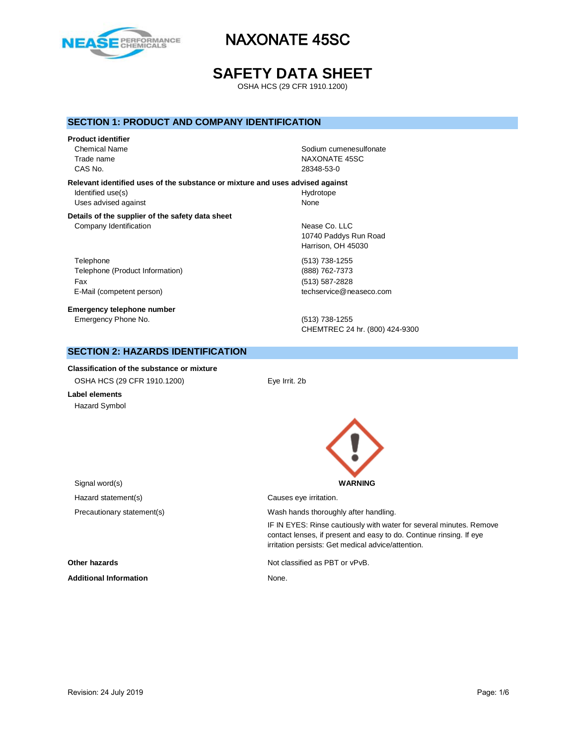# NAXONATE 45SC

# SAFETY DATA SHEET

OSHA HCS (29 CFR 1910.1200)

## SECTION 1: PRODUCT AND COMPANY IDENTIFICATION

**Product identifier**

| | |
|---|---|
| Chemical Name | Sodium cumenesulfonate |
| Trade name | NAXONATE 45SC |
| CAS No. | 28348-53-0 |

**Relevant identified uses of the substance or mixture and uses advised against**

| | |
|---|---|
| Identified use(s) | Hydrotope |
| Uses advised against | None |

**Details of the supplier of the safety data sheet**

| | |
|---|---|
| Company Identification | Nease Co. LLC<br>10740 Paddys Run Road<br>Harrison, OH 45030 |
| Telephone | (513) 738-1255 |
| Telephone (Product Information) | (888) 762-7373 |
| Fax | (513) 587-2828 |
| E-Mail (competent person) | techservice@neaseco.com |

**Emergency telephone number**

| | |
|---|---|
| Emergency Phone No. | (513) 738-1255<br>CHEMTREC 24 hr. (800) 424-9300 |

## SECTION 2: HAZARDS IDENTIFICATION

**Classification of the substance or mixture**

| | |
|---|---|
| OSHA HCS (29 CFR 1910.1200) | Eye Irrit. 2b |

**Label elements**

Hazard Symbol

| | |
|---|---|
| Signal word(s) | **WARNING** |
| Hazard statement(s) | Causes eye irritation. |
| Precautionary statement(s) | Wash hands thoroughly after handling.<br>IF IN EYES: Rinse cautiously with water for several minutes. Remove contact lenses, if present and easy to do. Continue rinsing. If eye irritation persists: Get medical advice/attention. |

**Other hazards** Not classified as PBT or vPvB.

**Additional Information** None.

Revision: 24 July 2019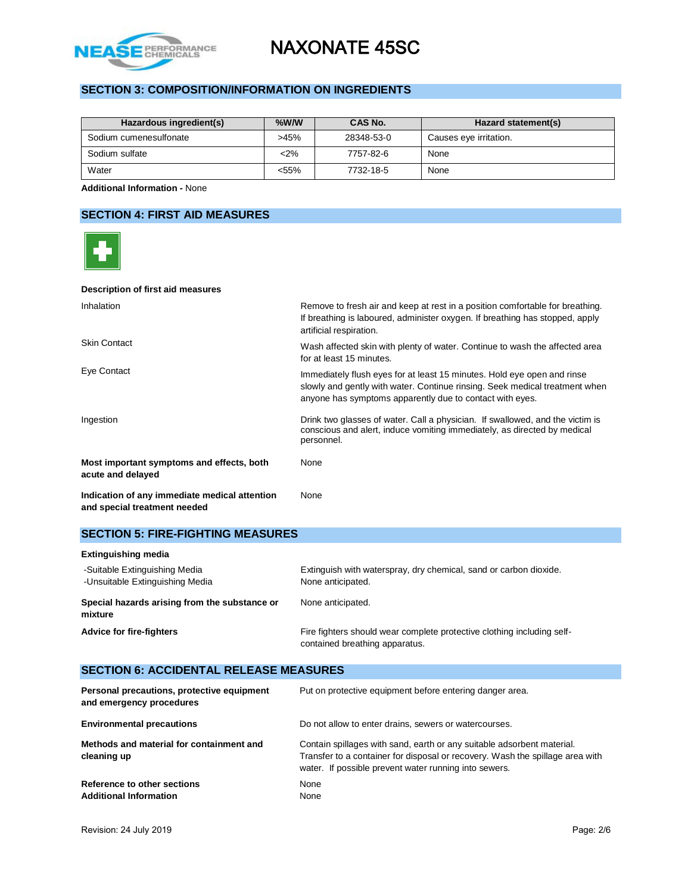## SECTION 3: COMPOSITION/INFORMATION ON INGREDIENTS

| Hazardous ingredient(s) | %W/W | CAS No. | Hazard statement(s) |
|---|---|---|---|
| Sodium cumenesulfonate | >45% | 28348-53-0 | Causes eye irritation. |
| Sodium sulfate | <2% | 7757-82-6 | None |
| Water | <55% | 7732-18-5 | None |

**Additional Information -** None

## SECTION 4: FIRST AID MEASURES

**Description of first aid measures**

| | |
|---|---|
| Inhalation | Remove to fresh air and keep at rest in a position comfortable for breathing. If breathing is laboured, administer oxygen. If breathing has stopped, apply artificial respiration. |
| Skin Contact | Wash affected skin with plenty of water. Continue to wash the affected area for at least 15 minutes. |
| Eye Contact | Immediately flush eyes for at least 15 minutes. Hold eye open and rinse slowly and gently with water. Continue rinsing. Seek medical treatment when anyone has symptoms apparently due to contact with eyes. |
| Ingestion | Drink two glasses of water. Call a physician. If swallowed, and the victim is conscious and alert, induce vomiting immediately, as directed by medical personnel. |
| **Most important symptoms and effects, both acute and delayed** | None |
| **Indication of any immediate medical attention and special treatment needed** | None |

## SECTION 5: FIRE-FIGHTING MEASURES

**Extinguishing media**

| | |
|---|---|
| -Suitable Extinguishing Media | Extinguish with waterspray, dry chemical, sand or carbon dioxide. |
| -Unsuitable Extinguishing Media | None anticipated. |
| **Special hazards arising from the substance or mixture** | None anticipated. |
| **Advice for fire-fighters** | Fire fighters should wear complete protective clothing including self-contained breathing apparatus. |

## SECTION 6: ACCIDENTAL RELEASE MEASURES

| | |
|---|---|
| **Personal precautions, protective equipment and emergency procedures** | Put on protective equipment before entering danger area. |
| **Environmental precautions** | Do not allow to enter drains, sewers or watercourses. |
| **Methods and material for containment and cleaning up** | Contain spillages with sand, earth or any suitable adsorbent material. Transfer to a container for disposal or recovery. Wash the spillage area with water. If possible prevent water running into sewers. |
| **Reference to other sections** | None |
| **Additional Information** | None |

Revision: 24 July 2019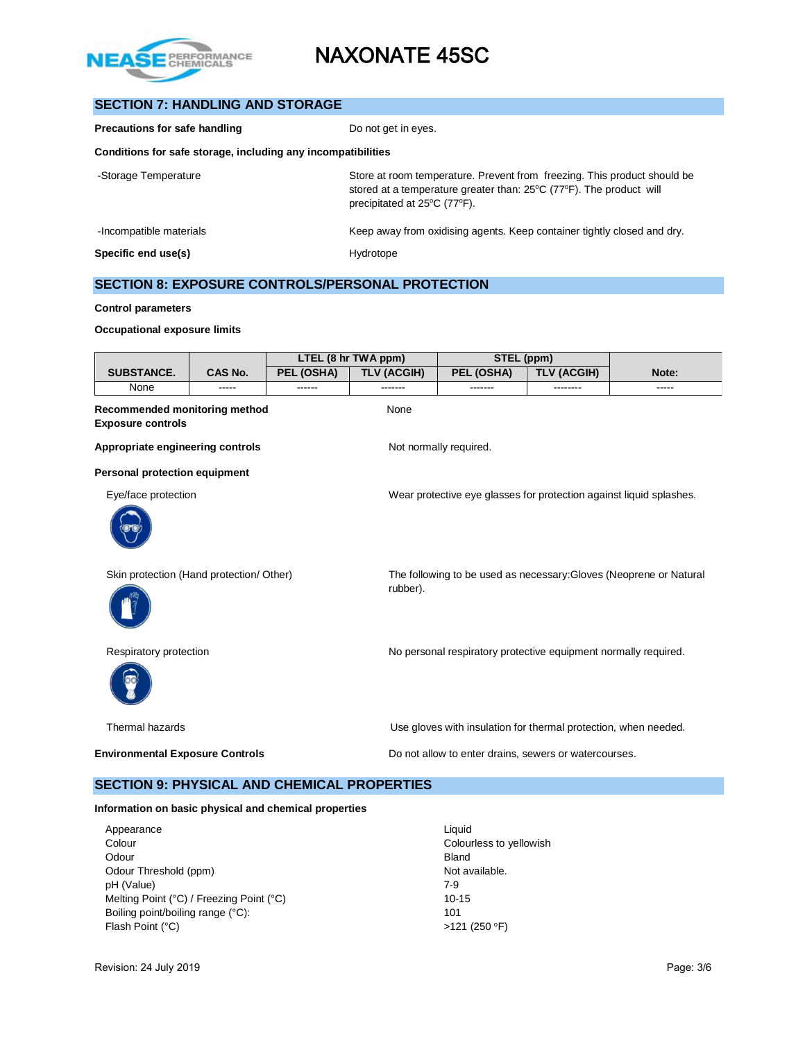## SECTION 7: HANDLING AND STORAGE

**Precautions for safe handling** Do not get in eyes.

**Conditions for safe storage, including any incompatibilities**

-Storage Temperature: Store at room temperature. Prevent from freezing. This product should be stored at a temperature greater than: 25ºC (77ºF). The product will precipitated at 25ºC (77ºF).

-Incompatible materials: Keep away from oxidising agents. Keep container tightly closed and dry.

**Specific end use(s)** Hydrotope

## SECTION 8: EXPOSURE CONTROLS/PERSONAL PROTECTION

**Control parameters**

**Occupational exposure limits**

| SUBSTANCE. | CAS No. | LTEL (8 hr TWA ppm) | | STEL (ppm) | | Note: |
|---|---|---|---|---|---|---|
| | | PEL (OSHA) | TLV (ACGIH) | PEL (OSHA) | TLV (ACGIH) | |
| None | ----- | ------ | ------- | ------- | -------- | ----- |

**Recommended monitoring method** None
**Exposure controls**

**Appropriate engineering controls** Not normally required.

**Personal protection equipment**

Eye/face protection: Wear protective eye glasses for protection against liquid splashes.

Skin protection (Hand protection/ Other): The following to be used as necessary:Gloves (Neoprene or Natural rubber).

Respiratory protection: No personal respiratory protective equipment normally required.

Thermal hazards: Use gloves with insulation for thermal protection, when needed.

**Environmental Exposure Controls** Do not allow to enter drains, sewers or watercourses.

## SECTION 9: PHYSICAL AND CHEMICAL PROPERTIES

**Information on basic physical and chemical properties**

| | |
|---|---|
| Appearance | Liquid |
| Colour | Colourless to yellowish |
| Odour | Bland |
| Odour Threshold (ppm) | Not available. |
| pH (Value) | 7-9 |
| Melting Point (°C) / Freezing Point (°C) | 10-15 |
| Boiling point/boiling range (°C): | 101 |
| Flash Point (°C) | >121 (250 °F) |

Revision: 24 July 2019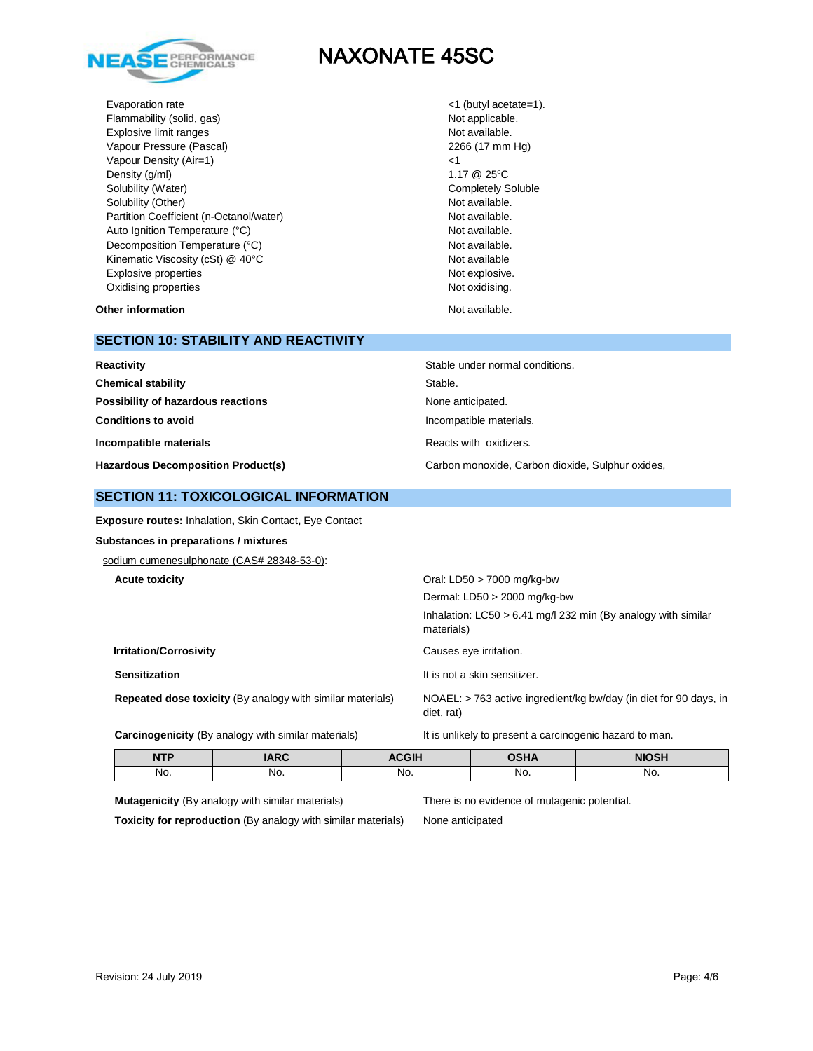| | |
|---|---|
| Evaporation rate | <1 (butyl acetate=1). |
| Flammability (solid, gas) | Not applicable. |
| Explosive limit ranges | Not available. |
| Vapour Pressure (Pascal) | 2266 (17 mm Hg) |
| Vapour Density (Air=1) | <1 |
| Density (g/ml) | 1.17 @ 25ºC |
| Solubility (Water) | Completely Soluble |
| Solubility (Other) | Not available. |
| Partition Coefficient (n-Octanol/water) | Not available. |
| Auto Ignition Temperature (°C) | Not available. |
| Decomposition Temperature (°C) | Not available. |
| Kinematic Viscosity (cSt) @ 40°C | Not available |
| Explosive properties | Not explosive. |
| Oxidising properties | Not oxidising. |

**Other information** Not available.

## SECTION 10: STABILITY AND REACTIVITY

| | |
|---|---|
| **Reactivity** | Stable under normal conditions. |
| **Chemical stability** | Stable. |
| **Possibility of hazardous reactions** | None anticipated. |
| **Conditions to avoid** | Incompatible materials. |
| **Incompatible materials** | Reacts with oxidizers. |
| **Hazardous Decomposition Product(s)** | Carbon monoxide, Carbon dioxide, Sulphur oxides, |

## SECTION 11: TOXICOLOGICAL INFORMATION

**Exposure routes:** Inhalation**,** Skin Contact**,** Eye Contact

**Substances in preparations / mixtures**

sodium cumenesulphonate (CAS# 28348-53-0):

| | |
|---|---|
| **Acute toxicity** | Oral: LD50 > 7000 mg/kg-bw<br>Dermal: LD50 > 2000 mg/kg-bw<br>Inhalation: LC50 > 6.41 mg/l 232 min (By analogy with similar materials) |
| **Irritation/Corrosivity** | Causes eye irritation. |
| **Sensitization** | It is not a skin sensitizer. |
| **Repeated dose toxicity** (By analogy with similar materials) | NOAEL: > 763 active ingredient/kg bw/day (in diet for 90 days, in diet, rat) |
| **Carcinogenicity** (By analogy with similar materials) | It is unlikely to present a carcinogenic hazard to man. |

| NTP | IARC | ACGIH | OSHA | NIOSH |
|---|---|---|---|---|
| No. | No. | No. | No. | No. |

| | |
|---|---|
| **Mutagenicity** (By analogy with similar materials) | There is no evidence of mutagenic potential. |
| **Toxicity for reproduction** (By analogy with similar materials) | None anticipated |

Revision: 24 July 2019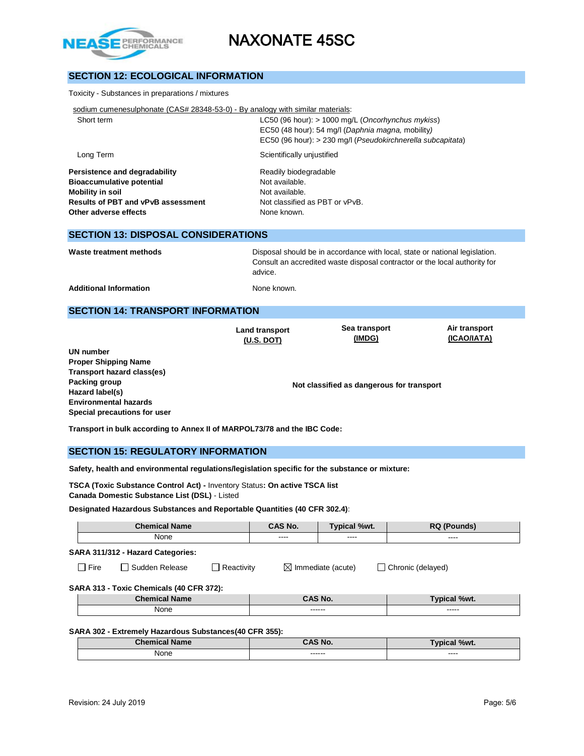## SECTION 12: ECOLOGICAL INFORMATION

Toxicity - Substances in preparations / mixtures

sodium cumenesulphonate (CAS# 28348-53-0) - By analogy with similar materials:

| | |
|---|---|
| Short term | LC50 (96 hour): > 1000 mg/L (*Oncorhynchus mykiss*)<br>EC50 (48 hour): 54 mg/l (*Daphnia magna,* mobility)<br>EC50 (96 hour): > 230 mg/l (*Pseudokirchnerella subcapitata*) |
| Long Term | Scientifically unjustified |

| | |
|---|---|
| **Persistence and degradability** | Readily biodegradable |
| **Bioaccumulative potential** | Not available. |
| **Mobility in soil** | Not available. |
| **Results of PBT and vPvB assessment** | Not classified as PBT or vPvB. |
| **Other adverse effects** | None known. |

## SECTION 13: DISPOSAL CONSIDERATIONS

| | |
|---|---|
| **Waste treatment methods** | Disposal should be in accordance with local, state or national legislation. Consult an accredited waste disposal contractor or the local authority for advice. |
| **Additional Information** | None known. |

## SECTION 14: TRANSPORT INFORMATION

| | Land transport (U.S. DOT) | Sea transport (IMDG) | Air transport (ICAO/IATA) |
|---|---|---|---|
| **UN number** | | | |
| **Proper Shipping Name** | | | |
| **Transport hazard class(es)** | | | |
| **Packing group** | | **Not classified as dangerous for transport** | |
| **Hazard label(s)** | | | |
| **Environmental hazards** | | | |
| **Special precautions for user** | | | |

**Transport in bulk according to Annex II of MARPOL73/78 and the IBC Code:**

## SECTION 15: REGULATORY INFORMATION

**Safety, health and environmental regulations/legislation specific for the substance or mixture:**

**TSCA (Toxic Substance Control Act) -** Inventory Status**: On active TSCA list**
**Canada Domestic Substance List (DSL)** - Listed

**Designated Hazardous Substances and Reportable Quantities (40 CFR 302.4)**:

| Chemical Name | CAS No. | Typical %wt. | RQ (Pounds) |
|---|---|---|---|
| None | ---- | ---- | ---- |

**SARA 311/312 - Hazard Categories:**

☐ Fire ☐ Sudden Release ☐ Reactivity ☒ Immediate (acute) ☐ Chronic (delayed)

**SARA 313 - Toxic Chemicals (40 CFR 372):**

| Chemical Name | CAS No. | Typical %wt. |
|---|---|---|
| None | ------ | ----- |

**SARA 302 - Extremely Hazardous Substances(40 CFR 355):**

| Chemical Name | CAS No. | Typical %wt. |
|---|---|---|
| None | ------ | ---- |

Revision: 24 July 2019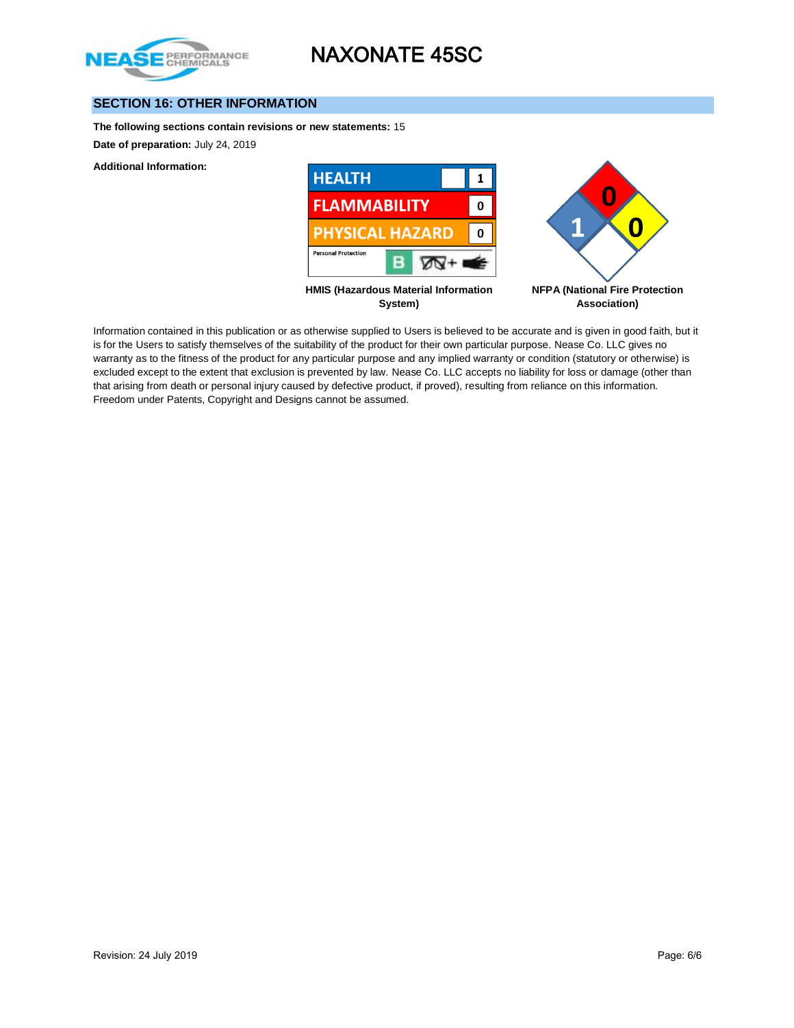## SECTION 16: OTHER INFORMATION

**The following sections contain revisions or new statements:** 15

**Date of preparation:** July 24, 2019

**Additional Information:**

| | |
|---|---|
| HEALTH | 1 |
| FLAMMABILITY | 0 |
| PHYSICAL HAZARD | 0 |
| Personal Protection | B |

**HMIS (Hazardous Material Information System)**

0

1

0

**NFPA (National Fire Protection Association)**

Information contained in this publication or as otherwise supplied to Users is believed to be accurate and is given in good faith, but it is for the Users to satisfy themselves of the suitability of the product for their own particular purpose. Nease Co. LLC gives no warranty as to the fitness of the product for any particular purpose and any implied warranty or condition (statutory or otherwise) is excluded except to the extent that exclusion is prevented by law. Nease Co. LLC accepts no liability for loss or damage (other than that arising from death or personal injury caused by defective product, if proved), resulting from reliance on this information. Freedom under Patents, Copyright and Designs cannot be assumed.